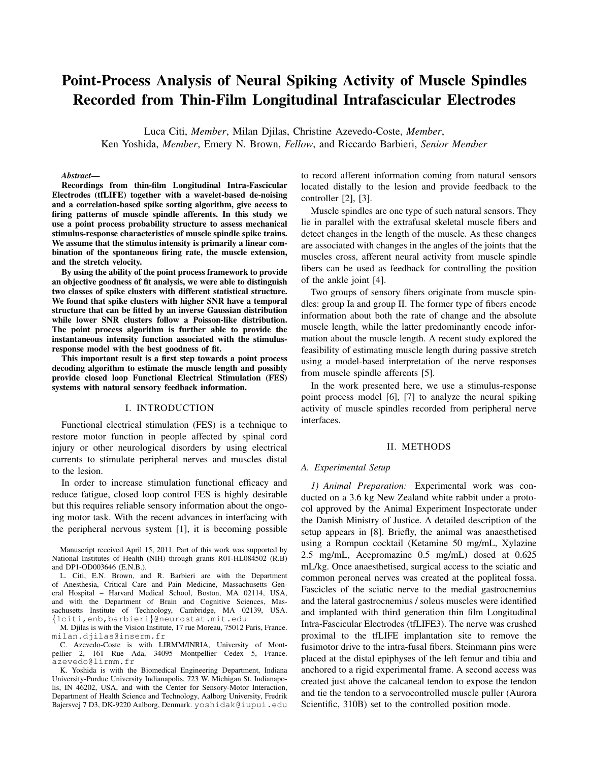# Point-Process Analysis of Neural Spiking Activity of Muscle Spindles Recorded from Thin-Film Longitudinal Intrafascicular Electrodes

Luca Citi, *Member*, Milan Djilas, Christine Azevedo-Coste, *Member*, Ken Yoshida, *Member*, Emery N. Brown, *Fellow*, and Riccardo Barbieri, *Senior Member*

***Abstract*—**
**Recordings from thin-film Longitudinal Intra-Fascicular Electrodes (tfLIFE) together with a wavelet-based de-noising and a correlation-based spike sorting algorithm, give access to firing patterns of muscle spindle afferents. In this study we use a point process probability structure to assess mechanical stimulus-response characteristics of muscle spindle spike trains. We assume that the stimulus intensity is primarily a linear combination of the spontaneous firing rate, the muscle extension, and the stretch velocity.**

**By using the ability of the point process framework to provide an objective goodness of fit analysis, we were able to distinguish two classes of spike clusters with different statistical structure. We found that spike clusters with higher SNR have a temporal structure that can be fitted by an inverse Gaussian distribution while lower SNR clusters follow a Poisson-like distribution. The point process algorithm is further able to provide the instantaneous intensity function associated with the stimulus-response model with the best goodness of fit.**

**This important result is a first step towards a point process decoding algorithm to estimate the muscle length and possibly provide closed loop Functional Electrical Stimulation (FES) systems with natural sensory feedback information.**

## I. INTRODUCTION

Functional electrical stimulation (FES) is a technique to restore motor function in people affected by spinal cord injury or other neurological disorders by using electrical currents to stimulate peripheral nerves and muscles distal to the lesion.

In order to increase stimulation functional efficacy and reduce fatigue, closed loop control FES is highly desirable but this requires reliable sensory information about the ongoing motor task. With the recent advances in interfacing with the peripheral nervous system [1], it is becoming possible to record afferent information coming from natural sensors located distally to the lesion and provide feedback to the controller [2], [3].

Muscle spindles are one type of such natural sensors. They lie in parallel with the extrafusal skeletal muscle fibers and detect changes in the length of the muscle. As these changes are associated with changes in the angles of the joints that the muscles cross, afferent neural activity from muscle spindle fibers can be used as feedback for controlling the position of the ankle joint [4].

Two groups of sensory fibers originate from muscle spindles: group Ia and group II. The former type of fibers encode information about both the rate of change and the absolute muscle length, while the latter predominantly encode information about the muscle length. A recent study explored the feasibility of estimating muscle length during passive stretch using a model-based interpretation of the nerve responses from muscle spindle afferents [5].

In the work presented here, we use a stimulus-response point process model [6], [7] to analyze the neural spiking activity of muscle spindles recorded from peripheral nerve interfaces.

## II. METHODS

### A. Experimental Setup

*1) Animal Preparation:* Experimental work was conducted on a 3.6 kg New Zealand white rabbit under a protocol approved by the Animal Experiment Inspectorate under the Danish Ministry of Justice. A detailed description of the setup appears in [8]. Briefly, the animal was anaesthetised using a Rompun cocktail (Ketamine 50 mg/mL, Xylazine 2.5 mg/mL, Acepromazine 0.5 mg/mL) dosed at 0.625 mL/kg. Once anaesthetised, surgical access to the sciatic and common peroneal nerves was created at the popliteal fossa. Fascicles of the sciatic nerve to the medial gastrocnemius and the lateral gastrocnemius / soleus muscles were identified and implanted with third generation thin film Longitudinal Intra-Fascicular Electrodes (tfLIFE3). The nerve was crushed proximal to the tfLIFE implantation site to remove the fusimotor drive to the intra-fusal fibers. Steinmann pins were placed at the distal epiphyses of the left femur and tibia and anchored to a rigid experimental frame. A second access was created just above the calcaneal tendon to expose the tendon and tie the tendon to a servocontrolled muscle puller (Aurora Scientific, 310B) set to the controlled position mode.

Manuscript received April 15, 2011. Part of this work was supported by National Institutes of Health (NIH) through grants R01-HL084502 (R.B) and DP1-OD003646 (E.N.B.).

L. Citi, E.N. Brown, and R. Barbieri are with the Department of Anesthesia, Critical Care and Pain Medicine, Massachusetts General Hospital – Harvard Medical School, Boston, MA 02114, USA, and with the Department of Brain and Cognitive Sciences, Massachusetts Institute of Technology, Cambridge, MA 02139, USA. {lciti,enb,barbieri}@neurostat.mit.edu

M. Djilas is with the Vision Institute, 17 rue Moreau, 75012 Paris, France. milan.djilas@inserm.fr

C. Azevedo-Coste is with LIRMM/INRIA, University of Montpellier 2, 161 Rue Ada, 34095 Montpellier Cedex 5, France. azevedo@lirmm.fr

K. Yoshida is with the Biomedical Engineering Department, Indiana University-Purdue University Indianapolis, 723 W. Michigan St, Indianapolis, IN 46202, USA, and with the Center for Sensory-Motor Interaction, Department of Health Science and Technology, Aalborg University, Fredrik Bajersvej 7 D3, DK-9220 Aalborg, Denmark. yoshidak@iupui.edu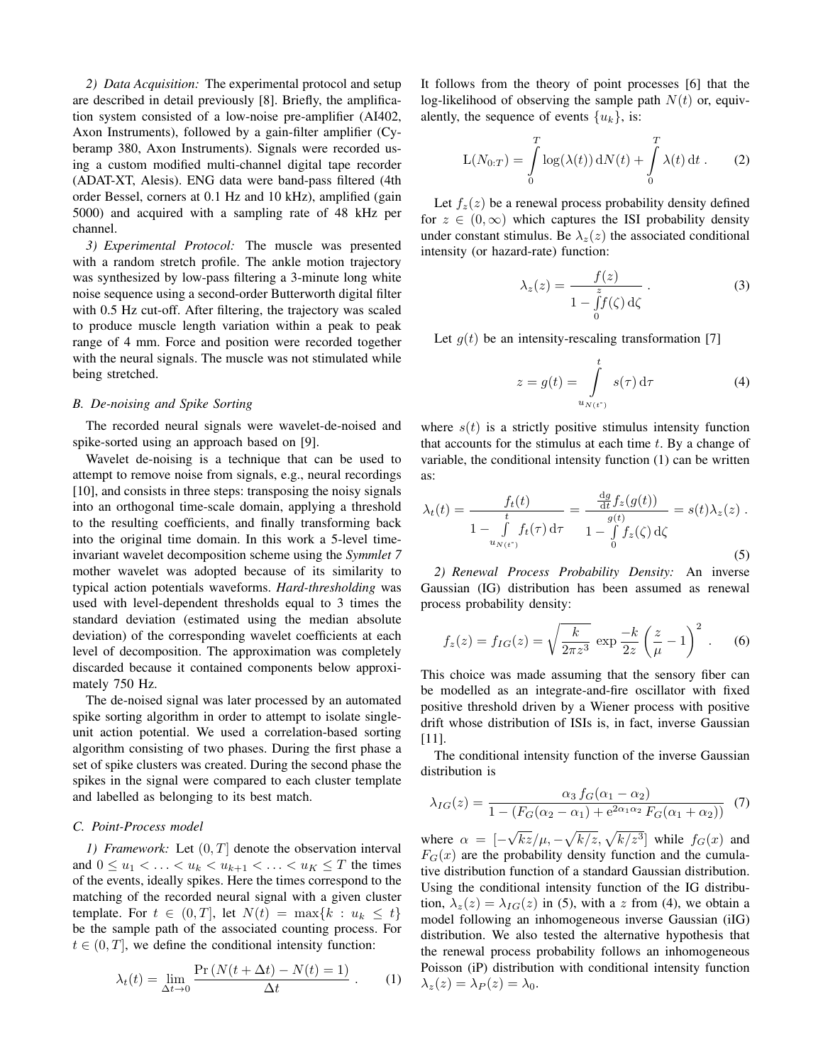*2) Data Acquisition:* The experimental protocol and setup are described in detail previously [8]. Briefly, the amplification system consisted of a low-noise pre-amplifier (AI402, Axon Instruments), followed by a gain-filter amplifier (Cyberamp 380, Axon Instruments). Signals were recorded using a custom modified multi-channel digital tape recorder (ADAT-XT, Alesis). ENG data were band-pass filtered (4th order Bessel, corners at 0.1 Hz and 10 kHz), amplified (gain 5000) and acquired with a sampling rate of 48 kHz per channel.

*3) Experimental Protocol:* The muscle was presented with a random stretch profile. The ankle motion trajectory was synthesized by low-pass filtering a 3-minute long white noise sequence using a second-order Butterworth digital filter with 0.5 Hz cut-off. After filtering, the trajectory was scaled to produce muscle length variation within a peak to peak range of 4 mm. Force and position were recorded together with the neural signals. The muscle was not stimulated while being stretched.

### B. De-noising and Spike Sorting

The recorded neural signals were wavelet-de-noised and spike-sorted using an approach based on [9].

Wavelet de-noising is a technique that can be used to attempt to remove noise from signals, e.g., neural recordings [10], and consists in three steps: transposing the noisy signals into an orthogonal time-scale domain, applying a threshold to the resulting coefficients, and finally transforming back into the original time domain. In this work a 5-level time-invariant wavelet decomposition scheme using the *Symmlet 7* mother wavelet was adopted because of its similarity to typical action potentials waveforms. *Hard-thresholding* was used with level-dependent thresholds equal to 3 times the standard deviation (estimated using the median absolute deviation) of the corresponding wavelet coefficients at each level of decomposition. The approximation was completely discarded because it contained components below approximately 750 Hz.

The de-noised signal was later processed by an automated spike sorting algorithm in order to attempt to isolate single-unit action potential. We used a correlation-based sorting algorithm consisting of two phases. During the first phase a set of spike clusters was created. During the second phase the spikes in the signal were compared to each cluster template and labelled as belonging to its best match.

### C. Point-Process model

*1) Framework:* Let $(0,T]$ denote the observation interval and $0 \leq u_1 < \ldots < u_k < u_{k+1} < \ldots < u_K \leq T$ the times of the events, ideally spikes. Here the times correspond to the matching of the recorded neural signal with a given cluster template. For $t \in (0,T]$, let $N(t) = \max\{k : u_k \leq t\}$ be the sample path of the associated counting process. For $t \in (0,T]$, we define the conditional intensity function:

$$\lambda_t(t) = \lim_{\Delta t \to 0} \frac{\Pr\left(N(t+\Delta t) - N(t) = 1\right)}{\Delta t} . \qquad (1)$$

It follows from the theory of point processes [6] that the log-likelihood of observing the sample path $N(t)$ or, equivalently, the sequence of events $\{u_k\}$, is:

$$\mathrm{L}(N_{0:T}) = \int_0^T \log(\lambda(t))\,\mathrm{d}N(t) + \int_0^T \lambda(t)\,\mathrm{d}t . \qquad (2)$$

Let $f_z(z)$ be a renewal process probability density defined for $z \in (0,\infty)$ which captures the ISI probability density under constant stimulus. Be $\lambda_z(z)$ the associated conditional intensity (or hazard-rate) function:

$$\lambda_z(z) = \frac{f(z)}{1 - \int_0^z f(\zeta)\,\mathrm{d}\zeta} . \qquad (3)$$

Let $g(t)$ be an intensity-rescaling transformation [7]

$$z = g(t) = \int_{u_{N(t^-)}}^{t} s(\tau)\,\mathrm{d}\tau \qquad (4)$$

where $s(t)$ is a strictly positive stimulus intensity function that accounts for the stimulus at each time $t$. By a change of variable, the conditional intensity function (1) can be written as:

$$\lambda_t(t) = \frac{f_t(t)}{1 - \int_{u_{N(t^-)}}^{t} f_t(\tau)\,\mathrm{d}\tau} = \frac{\frac{\mathrm{d}g}{\mathrm{d}t} f_z(g(t))}{1 - \int_0^{g(t)} f_z(\zeta)\,\mathrm{d}\zeta} = s(t)\lambda_z(z) . \qquad (5)$$

*2) Renewal Process Probability Density:* An inverse Gaussian (IG) distribution has been assumed as renewal process probability density:

$$f_z(z) = f_{IG}(z) = \sqrt{\frac{k}{2\pi z^3}}\, \exp\frac{-k}{2z}\left(\frac{z}{\mu} - 1\right)^2 . \qquad (6)$$

This choice was made assuming that the sensory fiber can be modelled as an integrate-and-fire oscillator with fixed positive threshold driven by a Wiener process with positive drift whose distribution of ISIs is, in fact, inverse Gaussian [11].

The conditional intensity function of the inverse Gaussian distribution is

$$\lambda_{IG}(z) = \frac{\alpha_3\, f_G(\alpha_1 - \alpha_2)}{1 - \left(F_G(\alpha_2 - \alpha_1) + \mathrm{e}^{2\alpha_1\alpha_2}\, F_G(\alpha_1 + \alpha_2)\right)} \qquad (7)$$

where $\alpha = [-\sqrt{kz}/\mu, -\sqrt{k/z}, \sqrt{k/z^3}]$ while $f_G(x)$ and $F_G(x)$ are the probability density function and the cumulative distribution function of a standard Gaussian distribution. Using the conditional intensity function of the IG distribution, $\lambda_z(z) = \lambda_{IG}(z)$ in (5), with a $z$ from (4), we obtain a model following an inhomogeneous inverse Gaussian (iIG) distribution. We also tested the alternative hypothesis that the renewal process probability follows an inhomogeneous Poisson (iP) distribution with conditional intensity function $\lambda_z(z) = \lambda_P(z) = \lambda_0$.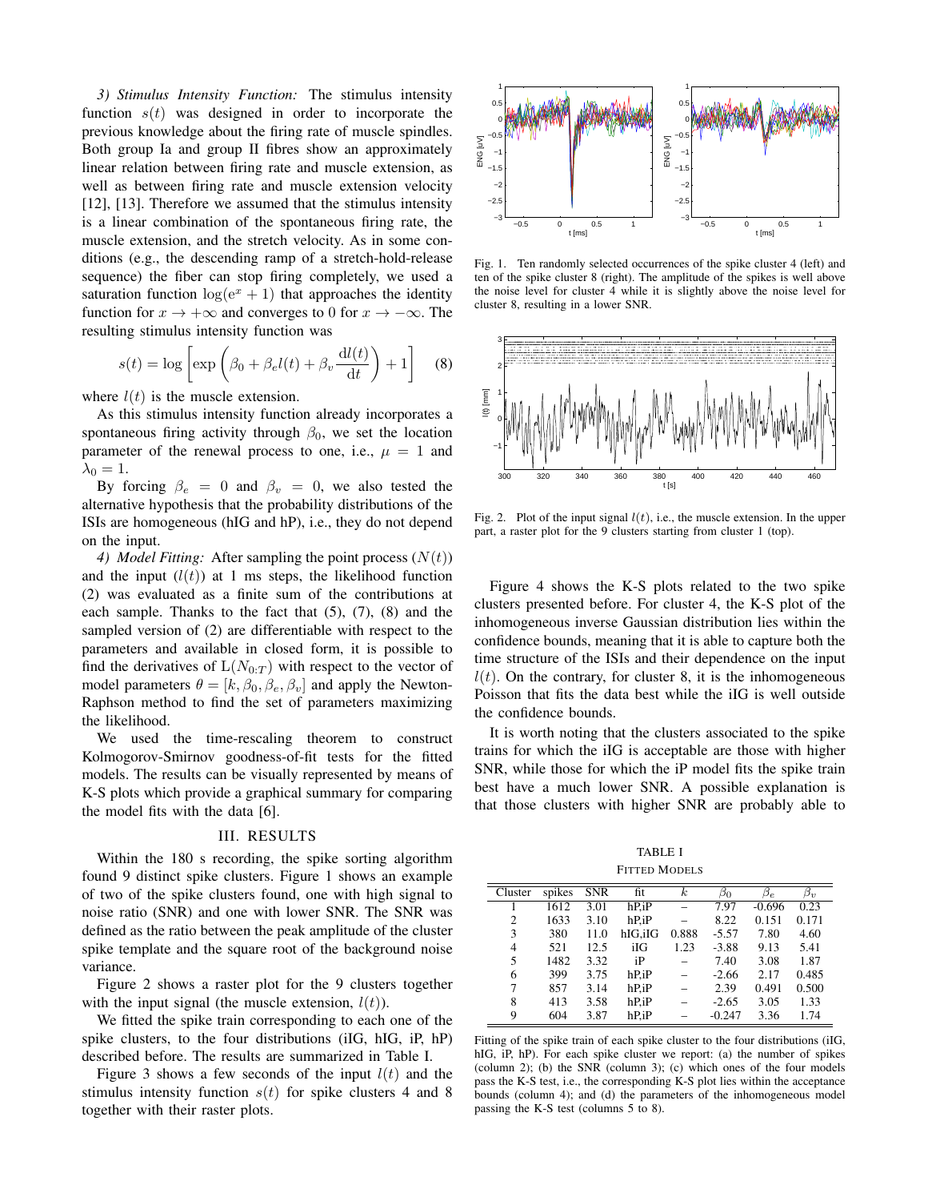*3) Stimulus Intensity Function:* The stimulus intensity function $s(t)$ was designed in order to incorporate the previous knowledge about the firing rate of muscle spindles. Both group Ia and group II fibres show an approximately linear relation between firing rate and muscle extension, as well as between firing rate and muscle extension velocity [12], [13]. Therefore we assumed that the stimulus intensity is a linear combination of the spontaneous firing rate, the muscle extension, and the stretch velocity. As in some conditions (e.g., the descending ramp of a stretch-hold-release sequence) the fiber can stop firing completely, we used a saturation function $\log(\mathrm{e}^x + 1)$ that approaches the identity function for $x \to +\infty$ and converges to 0 for $x \to -\infty$. The resulting stimulus intensity function was

$$s(t) = \log\left[\exp\left(\beta_0 + \beta_e l(t) + \beta_v \frac{\mathrm{d}l(t)}{\mathrm{d}t}\right) + 1\right] \quad (8)$$

where $l(t)$ is the muscle extension.

As this stimulus intensity function already incorporates a spontaneous firing activity through $\beta_0$, we set the location parameter of the renewal process to one, i.e., $\mu = 1$ and $\lambda_0 = 1$.

By forcing $\beta_e = 0$ and $\beta_v = 0$, we also tested the alternative hypothesis that the probability distributions of the ISIs are homogeneous (hIG and hP), i.e., they do not depend on the input.

*4) Model Fitting:* After sampling the point process ($N(t)$) and the input ($l(t)$) at 1 ms steps, the likelihood function (2) was evaluated as a finite sum of the contributions at each sample. Thanks to the fact that (5), (7), (8) and the sampled version of (2) are differentiable with respect to the parameters and available in closed form, it is possible to find the derivatives of $\mathrm{L}(N_{0:T})$ with respect to the vector of model parameters $\theta = [k, \beta_0, \beta_e, \beta_v]$ and apply the Newton-Raphson method to find the set of parameters maximizing the likelihood.

We used the time-rescaling theorem to construct Kolmogorov-Smirnov goodness-of-fit tests for the fitted models. The results can be visually represented by means of K-S plots which provide a graphical summary for comparing the model fits with the data [6].

## III. RESULTS

Within the 180 s recording, the spike sorting algorithm found 9 distinct spike clusters. Figure 1 shows an example of two of the spike clusters found, one with high signal to noise ratio (SNR) and one with lower SNR. The SNR was defined as the ratio between the peak amplitude of the cluster spike template and the square root of the background noise variance.

Figure 2 shows a raster plot for the 9 clusters together with the input signal (the muscle extension, $l(t)$).

We fitted the spike train corresponding to each one of the spike clusters, to the four distributions (iIG, hIG, iP, hP) described before. The results are summarized in Table I.

Figure 3 shows a few seconds of the input $l(t)$ and the stimulus intensity function $s(t)$ for spike clusters 4 and 8 together with their raster plots.

Fig. 1. Ten randomly selected occurrences of the spike cluster 4 (left) and ten of the spike cluster 8 (right). The amplitude of the spikes is well above the noise level for cluster 4 while it is slightly above the noise level for cluster 8, resulting in a lower SNR.

Fig. 2. Plot of the input signal $l(t)$, i.e., the muscle extension. In the upper part, a raster plot for the 9 clusters starting from cluster 1 (top).

Figure 4 shows the K-S plots related to the two spike clusters presented before. For cluster 4, the K-S plot of the inhomogeneous inverse Gaussian distribution lies within the confidence bounds, meaning that it is able to capture both the time structure of the ISIs and their dependence on the input $l(t)$. On the contrary, for cluster 8, it is the inhomogeneous Poisson that fits the data best while the iIG is well outside the confidence bounds.

It is worth noting that the clusters associated to the spike trains for which the iIG is acceptable are those with higher SNR, while those for which the iP model fits the spike train best have a much lower SNR. A possible explanation is that those clusters with higher SNR are probably able to

TABLE I

FITTED MODELS

| Cluster | spikes | SNR | fit | $k$ | $\beta_0$ | $\beta_e$ | $\beta_v$ |
|---|---|---|---|---|---|---|---|
| 1 | 1612 | 3.01 | hP,iP | – | 7.97 | -0.696 | 0.23 |
| 2 | 1633 | 3.10 | hP,iP | – | 8.22 | 0.151 | 0.171 |
| 3 | 380 | 11.0 | hIG,iIG | 0.888 | -5.57 | 7.80 | 4.60 |
| 4 | 521 | 12.5 | iIG | 1.23 | -3.88 | 9.13 | 5.41 |
| 5 | 1482 | 3.32 | iP | – | 7.40 | 3.08 | 1.87 |
| 6 | 399 | 3.75 | hP,iP | – | -2.66 | 2.17 | 0.485 |
| 7 | 857 | 3.14 | hP,iP | – | 2.39 | 0.491 | 0.500 |
| 8 | 413 | 3.58 | hP,iP | – | -2.65 | 3.05 | 1.33 |
| 9 | 604 | 3.87 | hP,iP | – | -0.247 | 3.36 | 1.74 |

Fitting of the spike train of each spike cluster to the four distributions (iIG, hIG, iP, hP). For each spike cluster we report: (a) the number of spikes (column 2); (b) the SNR (column 3); (c) which ones of the four models pass the K-S test, i.e., the corresponding K-S plot lies within the acceptance bounds (column 4); and (d) the parameters of the inhomogeneous model passing the K-S test (columns 5 to 8).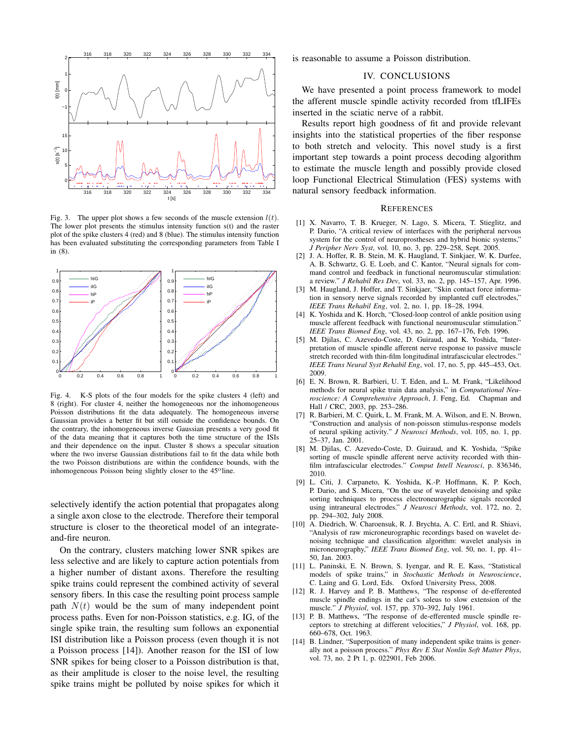316 318 320 322 324 326 328 330 332 334

l(t) [mm]

2
1
0
−1

s(t) [s⁻¹]

15
10
5
0

316 318 320 322 324 326 328 330 332 334

t [s]

Fig. 3. The upper plot shows a few seconds of the muscle extension $l(t)$. The lower plot presents the stimulus intensity function s(t) and the raster plot of the spike clusters 4 (red) and 8 (blue). The stimulus intensity function has been evaluated substituting the corresponding parameters from Table I in (8).

hIG
iIG
hP
iP

0 0.2 0.4 0.6 0.8 1

0 0.1 0.2 0.3 0.4 0.5 0.6 0.7 0.8 0.9 1

hIG
iIG
hP
iP

0 0.2 0.4 0.6 0.8 1

0 0.1 0.2 0.3 0.4 0.5 0.6 0.7 0.8 0.9 1

Fig. 4. K-S plots of the four models for the spike clusters 4 (left) and 8 (right). For cluster 4, neither the homogeneous nor the inhomogeneous Poisson distributions fit the data adequately. The homogeneous inverse Gaussian provides a better fit but still outside the confidence bounds. On the contrary, the inhomogeneous inverse Gaussian presents a very good fit of the data meaning that it captures both the time structure of the ISIs and their dependence on the input. Cluster 8 shows a specular situation where the two inverse Gaussian distributions fail to fit the data while both the two Poisson distributions are within the confidence bounds, with the inhomogeneous Poisson being slightly closer to the 45$^{o}$line.

selectively identify the action potential that propagates along a single axon close to the electrode. Therefore their temporal structure is closer to the theoretical model of an integrate-and-fire neuron.

On the contrary, clusters matching lower SNR spikes are less selective and are likely to capture action potentials from a higher number of distant axons. Therefore the resulting spike trains could represent the combined activity of several sensory fibers. In this case the resulting point process sample path $N(t)$ would be the sum of many independent point process paths. Even for non-Poisson statistics, e.g. IG, of the single spike train, the resulting sum follows an exponential ISI distribution like a Poisson process (even though it is not a Poisson process [14]). Another reason for the ISI of low SNR spikes for being closer to a Poisson distribution is that, as their amplitude is closer to the noise level, the resulting spike trains might be polluted by noise spikes for which it is reasonable to assume a Poisson distribution.

## IV. CONCLUSIONS

We have presented a point process framework to model the afferent muscle spindle activity recorded from tfLIFEs inserted in the sciatic nerve of a rabbit.

Results report high goodness of fit and provide relevant insights into the statistical properties of the fiber response to both stretch and velocity. This novel study is a first important step towards a point process decoding algorithm to estimate the muscle length and possibly provide closed loop Functional Electrical Stimulation (FES) systems with natural sensory feedback information.

## REFERENCES

[1] X. Navarro, T. B. Krueger, N. Lago, S. Micera, T. Stieglitz, and P. Dario, "A critical review of interfaces with the peripheral nervous system for the control of neuroprostheses and hybrid bionic systems," *J Peripher Nerv Syst*, vol. 10, no. 3, pp. 229–258, Sept. 2005.

[2] J. A. Hoffer, R. B. Stein, M. K. Haugland, T. Sinkjaer, W. K. Durfee, A. B. Schwartz, G. E. Loeb, and C. Kantor, "Neural signals for command control and feedback in functional neuromuscular stimulation: a review." *J Rehabil Res Dev*, vol. 33, no. 2, pp. 145–157, Apr. 1996.

[3] M. Haugland, J. Hoffer, and T. Sinkjaer, "Skin contact force information in sensory nerve signals recorded by implanted cuff electrodes," *IEEE Trans Rehabil Eng*, vol. 2, no. 1, pp. 18–28, 1994.

[4] K. Yoshida and K. Horch, "Closed-loop control of ankle position using muscle afferent feedback with functional neuromuscular stimulation." *IEEE Trans Biomed Eng*, vol. 43, no. 2, pp. 167–176, Feb. 1996.

[5] M. Djilas, C. Azevedo-Coste, D. Guiraud, and K. Yoshida, "Interpretation of muscle spindle afferent nerve response to passive muscle stretch recorded with thin-film longitudinal intrafascicular electrodes." *IEEE Trans Neural Syst Rehabil Eng*, vol. 17, no. 5, pp. 445–453, Oct. 2009.

[6] E. N. Brown, R. Barbieri, U. T. Eden, and L. M. Frank, "Likelihood methods for neural spike train data analysis," in *Computational Neuroscience: A Comprehensive Approach*, J. Feng, Ed. Chapman and Hall / CRC, 2003, pp. 253–286.

[7] R. Barbieri, M. C. Quirk, L. M. Frank, M. A. Wilson, and E. N. Brown, "Construction and analysis of non-poisson stimulus-response models of neural spiking activity." *J Neurosci Methods*, vol. 105, no. 1, pp. 25–37, Jan. 2001.

[8] M. Djilas, C. Azevedo-Coste, D. Guiraud, and K. Yoshida, "Spike sorting of muscle spindle afferent nerve activity recorded with thin-film intrafascicular electrodes." *Comput Intell Neurosci*, p. 836346, 2010.

[9] L. Citi, J. Carpaneto, K. Yoshida, K.-P. Hoffmann, K. P. Koch, P. Dario, and S. Micera, "On the use of wavelet denoising and spike sorting techniques to process electroneurographic signals recorded using intraneural electrodes." *J Neurosci Methods*, vol. 172, no. 2, pp. 294–302, July 2008.

[10] A. Diedrich, W. Charoensuk, R. J. Brychta, A. C. Ertl, and R. Shiavi, "Analysis of raw microneurographic recordings based on wavelet denoising technique and classification algorithm: wavelet analysis in microneurography," *IEEE Trans Biomed Eng*, vol. 50, no. 1, pp. 41–50, Jan. 2003.

[11] L. Paninski, E. N. Brown, S. Iyengar, and R. E. Kass, "Statistical models of spike trains," in *Stochastic Methods in Neuroscience*, C. Laing and G. Lord, Eds. Oxford University Press, 2008.

[12] R. J. Harvey and P. B. Matthews, "The response of de-efferented muscle spindle endings in the cat's soleus to slow extension of the muscle." *J Physiol*, vol. 157, pp. 370–392, July 1961.

[13] P. B. Matthews, "The response of de-efferented muscle spindle receptors to stretching at different velocities," *J Physiol*, vol. 168, pp. 660–678, Oct. 1963.

[14] B. Lindner, "Superposition of many independent spike trains is generally not a poisson process." *Phys Rev E Stat Nonlin Soft Matter Phys*, vol. 73, no. 2 Pt 1, p. 022901, Feb 2006.